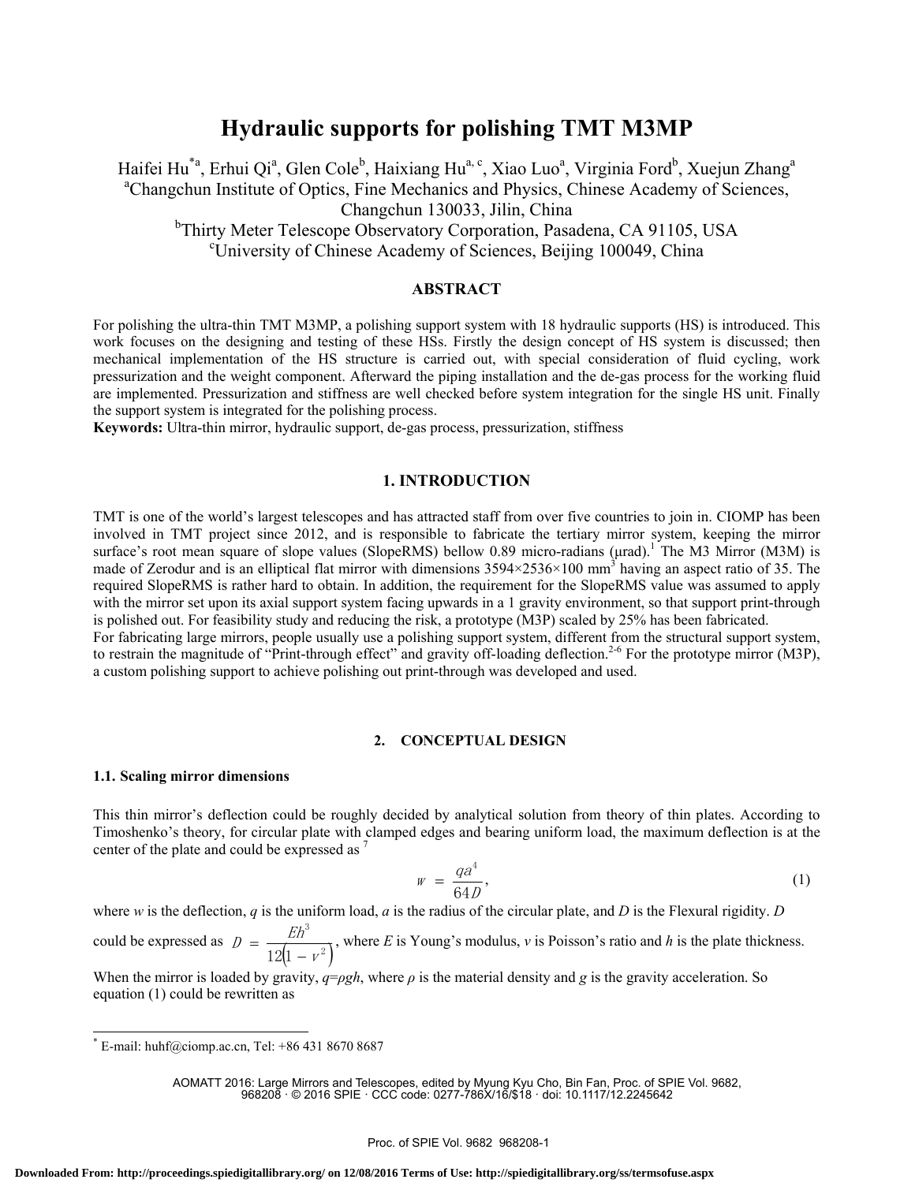# Hydraulic supports for polishing TMT M3MP

Haifei Hu[*a], Erhui Qi[a], Glen Cole[b], Haixiang Hu[a, c], Xiao Luo[a], Virginia Ford[b], Xuejun Zhang[a]

[a]Changchun Institute of Optics, Fine Mechanics and Physics, Chinese Academy of Sciences, Changchun 130033, Jilin, China

[b]Thirty Meter Telescope Observatory Corporation, Pasadena, CA 91105, USA

[c]University of Chinese Academy of Sciences, Beijing 100049, China

## ABSTRACT

For polishing the ultra-thin TMT M3MP, a polishing support system with 18 hydraulic supports (HS) is introduced. This work focuses on the designing and testing of these HSs. Firstly the design concept of HS system is discussed; then mechanical implementation of the HS structure is carried out, with special consideration of fluid cycling, work pressurization and the weight component. Afterward the piping installation and the de-gas process for the working fluid are implemented. Pressurization and stiffness are well checked before system integration for the single HS unit. Finally the support system is integrated for the polishing process.

**Keywords:** Ultra-thin mirror, hydraulic support, de-gas process, pressurization, stiffness

## 1. INTRODUCTION

TMT is one of the world's largest telescopes and has attracted staff from over five countries to join in. CIOMP has been involved in TMT project since 2012, and is responsible to fabricate the tertiary mirror system, keeping the mirror surface's root mean square of slope values (SlopeRMS) bellow 0.89 micro-radians (μrad).[1] The M3 Mirror (M3M) is made of Zerodur and is an elliptical flat mirror with dimensions 3594×2536×100 mm$^3$ having an aspect ratio of 35. The required SlopeRMS is rather hard to obtain. In addition, the requirement for the SlopeRMS value was assumed to apply with the mirror set upon its axial support system facing upwards in a 1 gravity environment, so that support print-through is polished out. For feasibility study and reducing the risk, a prototype (M3P) scaled by 25% has been fabricated.

For fabricating large mirrors, people usually use a polishing support system, different from the structural support system, to restrain the magnitude of "Print-through effect" and gravity off-loading deflection.[2-6] For the prototype mirror (M3P), a custom polishing support to achieve polishing out print-through was developed and used.

## 2. CONCEPTUAL DESIGN

### 1.1. Scaling mirror dimensions

This thin mirror's deflection could be roughly decided by analytical solution from theory of thin plates. According to Timoshenko's theory, for circular plate with clamped edges and bearing uniform load, the maximum deflection is at the center of the plate and could be expressed as [7]

$$w = \frac{qa^4}{64D}, \tag{1}$$

where $w$ is the deflection, $q$ is the uniform load, $a$ is the radius of the circular plate, and $D$ is the Flexural rigidity. $D$ could be expressed as $D = \frac{Eh^3}{12(1-v^2)}$, where $E$ is Young's modulus, $v$ is Poisson's ratio and $h$ is the plate thickness.

When the mirror is loaded by gravity, $q=\rho gh$, where $\rho$ is the material density and $g$ is the gravity acceleration. So equation (1) could be rewritten as

[*] E-mail: huhf@ciomp.ac.cn, Tel: +86 431 8670 8687

AOMATT 2016: Large Mirrors and Telescopes, edited by Myung Kyu Cho, Bin Fan, Proc. of SPIE Vol. 9682, 968208 · © 2016 SPIE · CCC code: 0277-786X/16/$18 · doi: 10.1117/12.2245642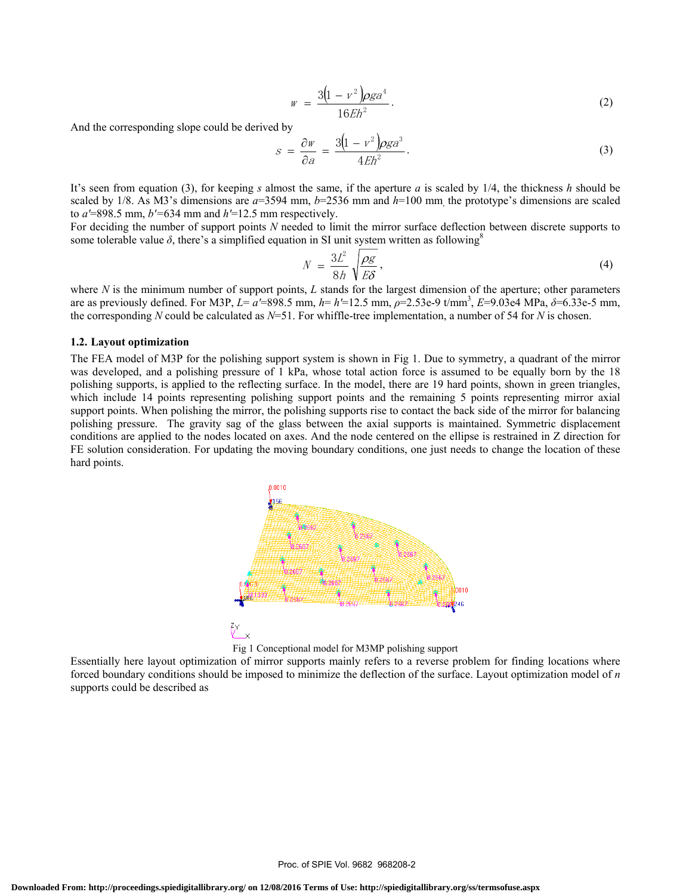$$w = \frac{3\left(1 - \nu^2\right)\rho g a^4}{16 E h^2}. \tag{2}$$

And the corresponding slope could be derived by

$$s = \frac{\partial w}{\partial a} = \frac{3\left(1 - \nu^2\right)\rho g a^3}{4 E h^2}. \tag{3}$$

It's seen from equation (3), for keeping $s$ almost the same, if the aperture $a$ is scaled by 1/4, the thickness $h$ should be scaled by 1/8. As M3's dimensions are $a$=3594 mm, $b$=2536 mm and $h$=100 mm, the prototype's dimensions are scaled to $a'$=898.5 mm, $b'$=634 mm and $h'$=12.5 mm respectively.

For deciding the number of support points $N$ needed to limit the mirror surface deflection between discrete supports to some tolerable value $\delta$, there's a simplified equation in SI unit system written as following[8]

$$N = \frac{3L^2}{8h}\sqrt{\frac{\rho g}{E\delta}}, \tag{4}$$

where $N$ is the minimum number of support points, $L$ stands for the largest dimension of the aperture; other parameters are as previously defined. For M3P, $L$= $a'$=898.5 mm, $h$= $h'$=12.5 mm, $\rho$=2.53e-9 t/mm$^3$, $E$=9.03e4 MPa, $\delta$=6.33e-5 mm, the corresponding $N$ could be calculated as $N$=51. For whiffle-tree implementation, a number of 54 for $N$ is chosen.

### 1.2. Layout optimization

The FEA model of M3P for the polishing support system is shown in Fig 1. Due to symmetry, a quadrant of the mirror was developed, and a polishing pressure of 1 kPa, whose total action force is assumed to be equally born by the 18 polishing supports, is applied to the reflecting surface. In the model, there are 19 hard points, shown in green triangles, which include 14 points representing polishing support points and the remaining 5 points representing mirror axial support points. When polishing the mirror, the polishing supports rise to contact the back side of the mirror for balancing polishing pressure. The gravity sag of the glass between the axial supports is maintained. Symmetric displacement conditions are applied to the nodes located on axes. And the node centered on the ellipse is restrained in Z direction for FE solution consideration. For updating the moving boundary conditions, one just needs to change the location of these hard points.

Fig 1 Conceptional model for M3MP polishing support

Essentially here layout optimization of mirror supports mainly refers to a reverse problem for finding locations where forced boundary conditions should be imposed to minimize the deflection of the surface. Layout optimization model of $n$ supports could be described as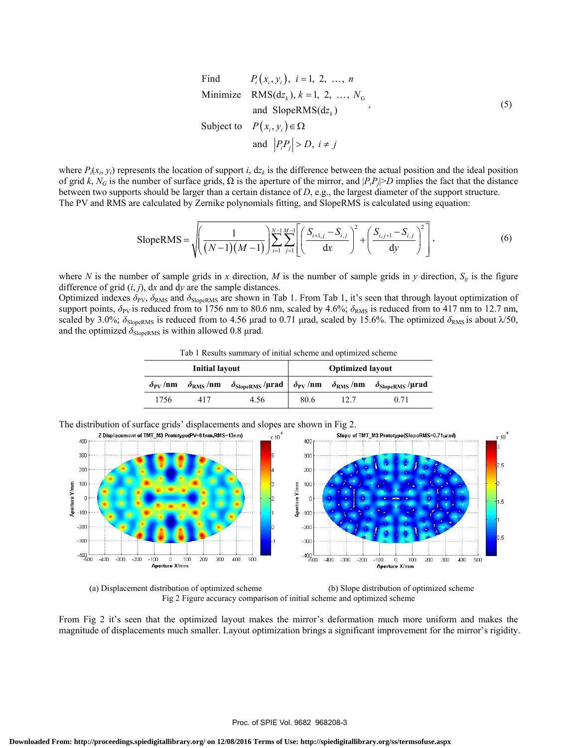$$
\begin{array}{ll}
\text{Find} & P_i\left(x_i, y_i\right),\ i=1,\ 2,\ \ldots,\ n \\
\text{Minimize} & \mathrm{RMS}(\mathrm{d}z_k),\ k=1,\ 2,\ \ldots,\ N_{\mathrm{G}} \\
& \text{and } \mathrm{SlopeRMS}(\mathrm{d}z_k) \\
\text{Subject to} & P\left(x_i, y_i\right) \in \Omega \\
& \text{and } \left|P_i P_j\right| > D,\ i \neq j
\end{array}
, \tag{5}
$$

where $P_i(x_i, y_i)$ represents the location of support $i$, $\mathrm{d}z_k$ is the difference between the actual position and the ideal position of grid $k$, $N_G$ is the number of surface grids, $\Omega$ is the aperture of the mirror, and $|P_iP_j|>D$ implies the fact that the distance between two supports should be larger than a certain distance of $D$, e.g., the largest diameter of the support structure.
The PV and RMS are calculated by Zernike polynomials fitting, and SlopeRMS is calculated using equation:

$$
\mathrm{SlopeRMS} = \sqrt{\left(\frac{1}{(N-1)(M-1)}\right)\sum_{i=1}^{N-1}\sum_{j=1}^{M-1}\left[\left(\frac{S_{i+1,j}-S_{i,j}}{\mathrm{d}x}\right)^2+\left(\frac{S_{i,j+1}-S_{i,j}}{\mathrm{d}y}\right)^2\right]}, \tag{6}
$$

where $N$ is the number of sample grids in $x$ direction, $M$ is the number of sample grids in $y$ direction, $S_{ij}$ is the figure difference of grid $(i, j)$, $\mathrm{d}x$ and $\mathrm{d}y$ are the sample distances.
Optimized indexes $\delta_{\mathrm{PV}}$, $\delta_{\mathrm{RMS}}$ and $\delta_{\mathrm{SlopeRMS}}$ are shown in Tab 1. From Tab 1, it's seen that through layout optimization of support points, $\delta_{\mathrm{PV}}$ is reduced from 1756 nm to 80.6 nm, scaled by 4.6%; $\delta_{\mathrm{RMS}}$ is reduced from to 417 nm to 12.7 nm, scaled by 3.0%; $\delta_{\mathrm{SlopeRMS}}$ is reduced from to 4.56 μrad to 0.71 μrad, scaled by 15.6%. The optimized $\delta_{\mathrm{RMS}}$ is about $\lambda/50$, and the optimized $\delta_{\mathrm{SlopeRMS}}$ is within allowed 0.8 μrad.

Tab 1 Results summary of initial scheme and optimized scheme

| **Initial layout** | | | **Optimized layout** | | |
|---|---|---|---|---|---|
| $\delta_{\mathrm{PV}}$ /nm | $\delta_{\mathrm{RMS}}$ /nm | $\delta_{\mathrm{SlopeRMS}}$ /μrad | $\delta_{\mathrm{PV}}$ /nm | $\delta_{\mathrm{RMS}}$ /nm | $\delta_{\mathrm{SlopeRMS}}$ /μrad |
| 1756 | 417 | 4.56 | 80.6 | 12.7 | 0.71 |

The distribution of surface grids' displacements and slopes are shown in Fig 2.

(a) Displacement distribution of optimized scheme (b) Slope distribution of optimized scheme

Fig 2 Figure accuracy comparison of initial scheme and optimized scheme

From Fig 2 it's seen that the optimized layout makes the mirror's deformation much more uniform and makes the magnitude of displacements much smaller. Layout optimization brings a significant improvement for the mirror's rigidity.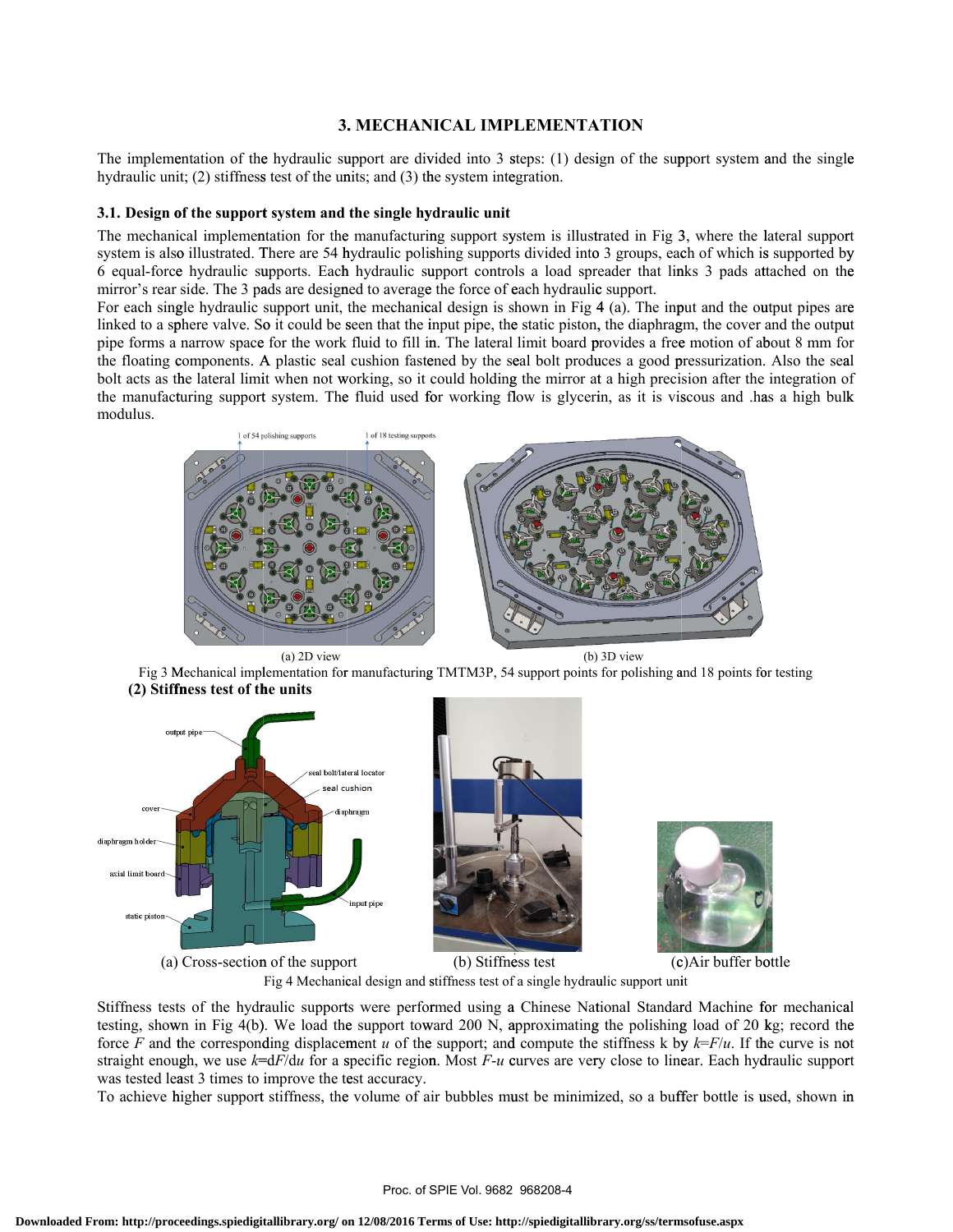## 3. MECHANICAL IMPLEMENTATION

The implementation of the hydraulic support are divided into 3 steps: (1) design of the support system and the single hydraulic unit; (2) stiffness test of the units; and (3) the system integration.

### 3.1. Design of the support system and the single hydraulic unit

The mechanical implementation for the manufacturing support system is illustrated in Fig 3, where the lateral support system is also illustrated. There are 54 hydraulic polishing supports divided into 3 groups, each of which is supported by 6 equal-force hydraulic supports. Each hydraulic support controls a load spreader that links 3 pads attached on the mirror's rear side. The 3 pads are designed to average the force of each hydraulic support.

For each single hydraulic support unit, the mechanical design is shown in Fig 4 (a). The input and the output pipes are linked to a sphere valve. So it could be seen that the input pipe, the static piston, the diaphragm, the cover and the output pipe forms a narrow space for the work fluid to fill in. The lateral limit board provides a free motion of about 8 mm for the floating components. A plastic seal cushion fastened by the seal bolt produces a good pressurization. Also the seal bolt acts as the lateral limit when not working, so it could holding the mirror at a high precision after the integration of the manufacturing support system. The fluid used for working flow is glycerin, as it is viscous and .has a high bulk modulus.

(a) 2D view (b) 3D view

Fig 3 Mechanical implementation for manufacturing TMTM3P, 54 support points for polishing and 18 points for testing

**(2) Stiffness test of the units**

(a) Cross-section of the support (b) Stiffness test (c)Air buffer bottle

Fig 4 Mechanical design and stiffness test of a single hydraulic support unit

Stiffness tests of the hydraulic supports were performed using a Chinese National Standard Machine for mechanical testing, shown in Fig 4(b). We load the support toward 200 N, approximating the polishing load of 20 kg; record the force $F$ and the corresponding displacement $u$ of the support; and compute the stiffness k by $k=F/u$. If the curve is not straight enough, we use $k=dF/du$ for a specific region. Most $F$-$u$ curves are very close to linear. Each hydraulic support was tested least 3 times to improve the test accuracy.

To achieve higher support stiffness, the volume of air bubbles must be minimized, so a buffer bottle is used, shown in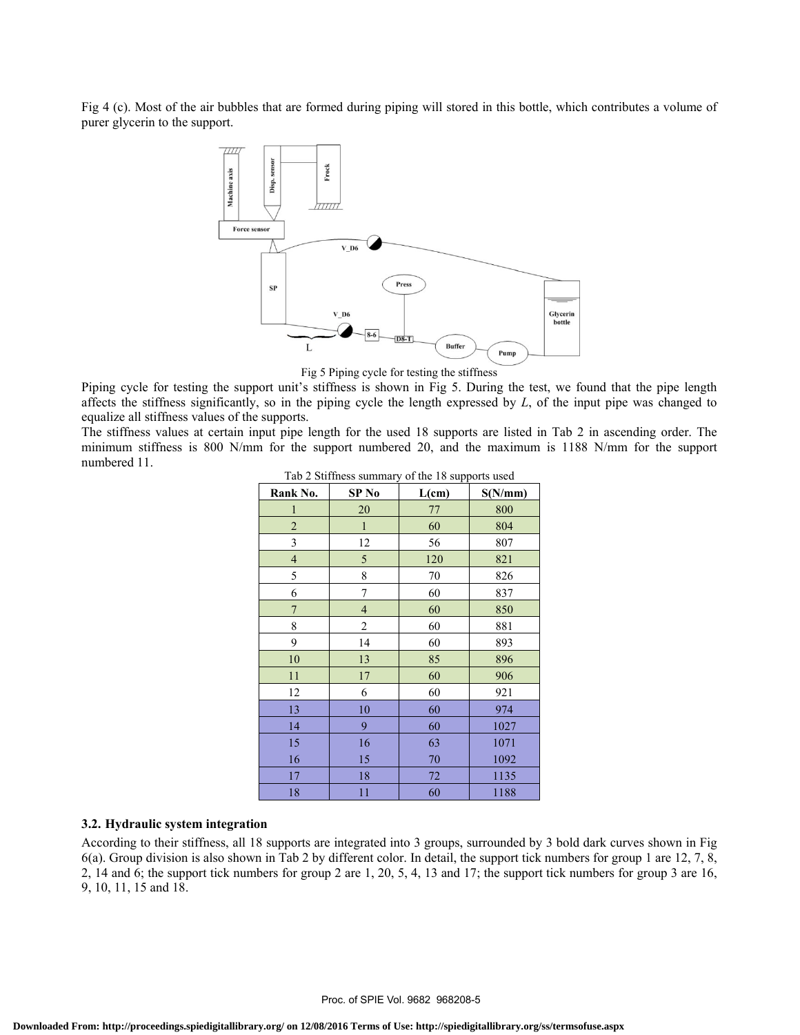Fig 4 (c). Most of the air bubbles that are formed during piping will stored in this bottle, which contributes a volume of purer glycerin to the support.

Fig 5 Piping cycle for testing the stiffness

Piping cycle for testing the support unit's stiffness is shown in Fig 5. During the test, we found that the pipe length affects the stiffness significantly, so in the piping cycle the length expressed by $L$, of the input pipe was changed to equalize all stiffness values of the supports.

The stiffness values at certain input pipe length for the used 18 supports are listed in Tab 2 in ascending order. The minimum stiffness is 800 N/mm for the support numbered 20, and the maximum is 1188 N/mm for the support numbered 11.

Tab 2 Stiffness summary of the 18 supports used

| Rank No. | SP No | L(cm) | S(N/mm) |
|---|---|---|---|
| 1 | 20 | 77 | 800 |
| 2 | 1 | 60 | 804 |
| 3 | 12 | 56 | 807 |
| 4 | 5 | 120 | 821 |
| 5 | 8 | 70 | 826 |
| 6 | 7 | 60 | 837 |
| 7 | 4 | 60 | 850 |
| 8 | 2 | 60 | 881 |
| 9 | 14 | 60 | 893 |
| 10 | 13 | 85 | 896 |
| 11 | 17 | 60 | 906 |
| 12 | 6 | 60 | 921 |
| 13 | 10 | 60 | 974 |
| 14 | 9 | 60 | 1027 |
| 15 | 16 | 63 | 1071 |
| 16 | 15 | 70 | 1092 |
| 17 | 18 | 72 | 1135 |
| 18 | 11 | 60 | 1188 |

### 3.2. Hydraulic system integration

According to their stiffness, all 18 supports are integrated into 3 groups, surrounded by 3 bold dark curves shown in Fig 6(a). Group division is also shown in Tab 2 by different color. In detail, the support tick numbers for group 1 are 12, 7, 8, 2, 14 and 6; the support tick numbers for group 2 are 1, 20, 5, 4, 13 and 17; the support tick numbers for group 3 are 16, 9, 10, 11, 15 and 18.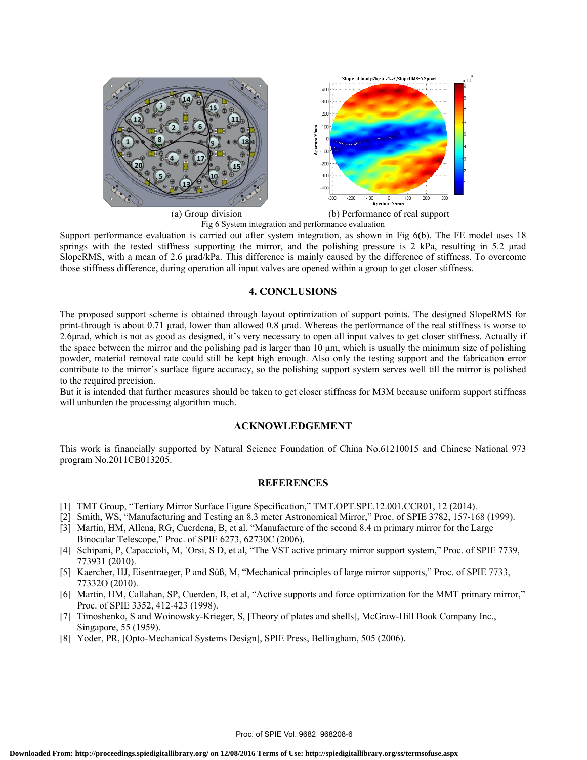(a) Group division (b) Performance of real support

Fig 6 System integration and performance evaluation

Support performance evaluation is carried out after system integration, as shown in Fig 6(b). The FE model uses 18 springs with the tested stiffness supporting the mirror, and the polishing pressure is 2 kPa, resulting in 5.2 μrad SlopeRMS, with a mean of 2.6 μrad/kPa. This difference is mainly caused by the difference of stiffness. To overcome those stiffness difference, during operation all input valves are opened within a group to get closer stiffness.

## 4. CONCLUSIONS

The proposed support scheme is obtained through layout optimization of support points. The designed SlopeRMS for print-through is about 0.71 μrad, lower than allowed 0.8 μrad. Whereas the performance of the real stiffness is worse to 2.6μrad, which is not as good as designed, it's very necessary to open all input valves to get closer stiffness. Actually if the space between the mirror and the polishing pad is larger than 10 μm, which is usually the minimum size of polishing powder, material removal rate could still be kept high enough. Also only the testing support and the fabrication error contribute to the mirror's surface figure accuracy, so the polishing support system serves well till the mirror is polished to the required precision.

But it is intended that further measures should be taken to get closer stiffness for M3M because uniform support stiffness will unburden the processing algorithm much.

## ACKNOWLEDGEMENT

This work is financially supported by Natural Science Foundation of China No.61210015 and Chinese National 973 program No.2011CB013205.

## REFERENCES

[1] TMT Group, "Tertiary Mirror Surface Figure Specification," TMT.OPT.SPE.12.001.CCR01, 12 (2014).

[2] Smith, WS, "Manufacturing and Testing an 8.3 meter Astronomical Mirror," Proc. of SPIE 3782, 157-168 (1999).

[3] Martin, HM, Allena, RG, Cuerdena, B, et al. "Manufacture of the second 8.4 m primary mirror for the Large Binocular Telescope," Proc. of SPIE 6273, 62730C (2006).

[4] Schipani, P, Capaccioli, M, `Orsi, S D, et al, "The VST active primary mirror support system," Proc. of SPIE 7739, 773931 (2010).

[5] Kaercher, HJ, Eisentraeger, P and Süß, M, "Mechanical principles of large mirror supports," Proc. of SPIE 7733, 77332O (2010).

[6] Martin, HM, Callahan, SP, Cuerden, B, et al, "Active supports and force optimization for the MMT primary mirror," Proc. of SPIE 3352, 412-423 (1998).

[7] Timoshenko, S and Woinowsky-Krieger, S, [Theory of plates and shells], McGraw-Hill Book Company Inc., Singapore, 55 (1959).

[8] Yoder, PR, [Opto-Mechanical Systems Design], SPIE Press, Bellingham, 505 (2006).